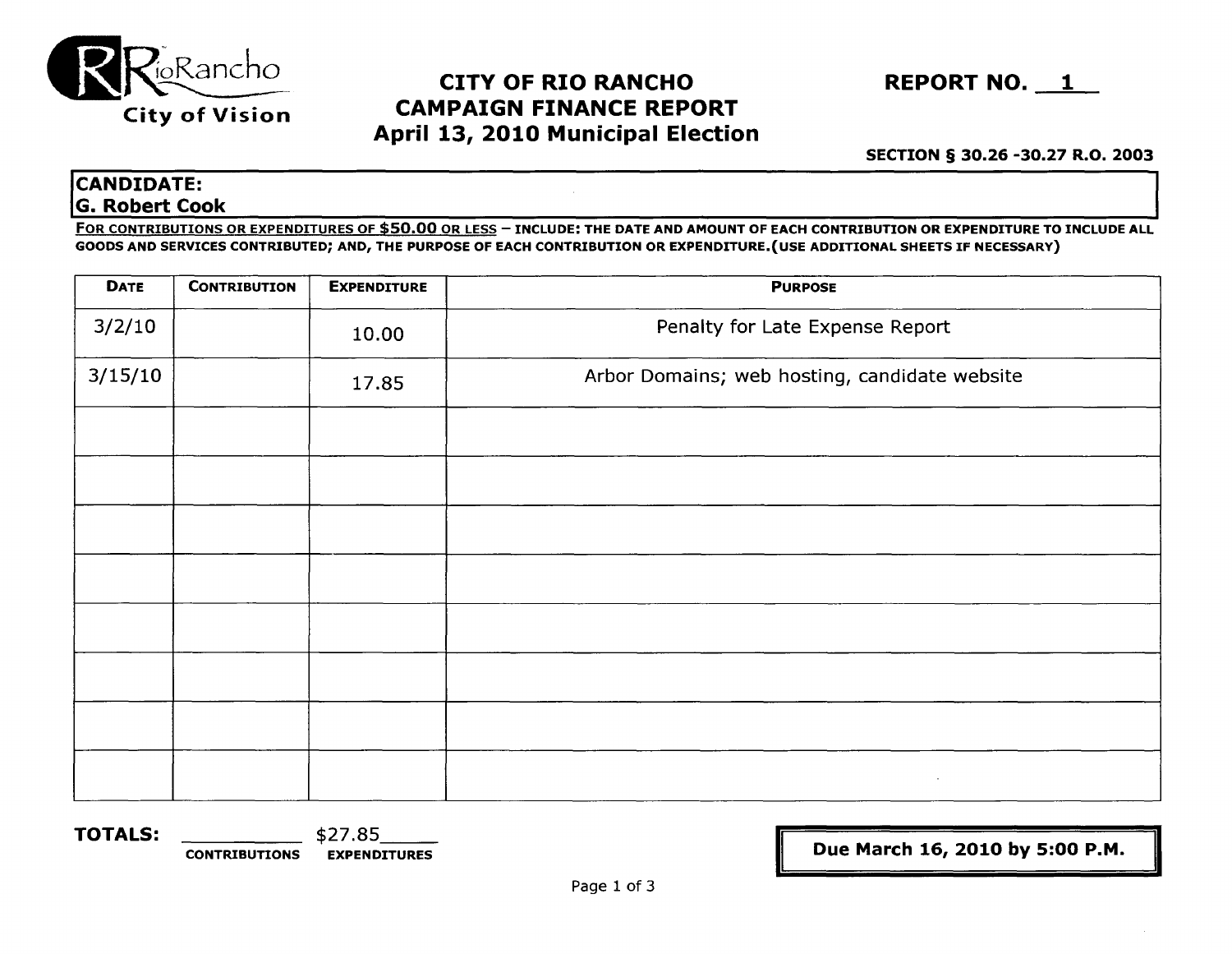RioRancho
City of Vision

# CITY OF RIO RANCHO
## CAMPAIGN FINANCE REPORT
## April 13, 2010 Municipal Election

**REPORT NO. 1**

**SECTION § 30.26 -30.27 R.O. 2003**

**CANDIDATE:**
**G. Robert Cook**

FOR CONTRIBUTIONS OR EXPENDITURES OF $50.00 OR LESS – INCLUDE: THE DATE AND AMOUNT OF EACH CONTRIBUTION OR EXPENDITURE TO INCLUDE ALL GOODS AND SERVICES CONTRIBUTED; AND, THE PURPOSE OF EACH CONTRIBUTION OR EXPENDITURE.(USE ADDITIONAL SHEETS IF NECESSARY)

| DATE | CONTRIBUTION | EXPENDITURE | PURPOSE |
|---|---|---|---|
| 3/2/10 | | 10.00 | Penalty for Late Expense Report |
| 3/15/10 | | 17.85 | Arbor Domains; web hosting, candidate website |
| | | | |
| | | | |
| | | | |
| | | | |
| | | | |
| | | | |
| | | | |
| | | | |

**TOTALS:** ________ CONTRIBUTIONS $27.85 EXPENDITURES

**Due March 16, 2010 by 5:00 P.M.**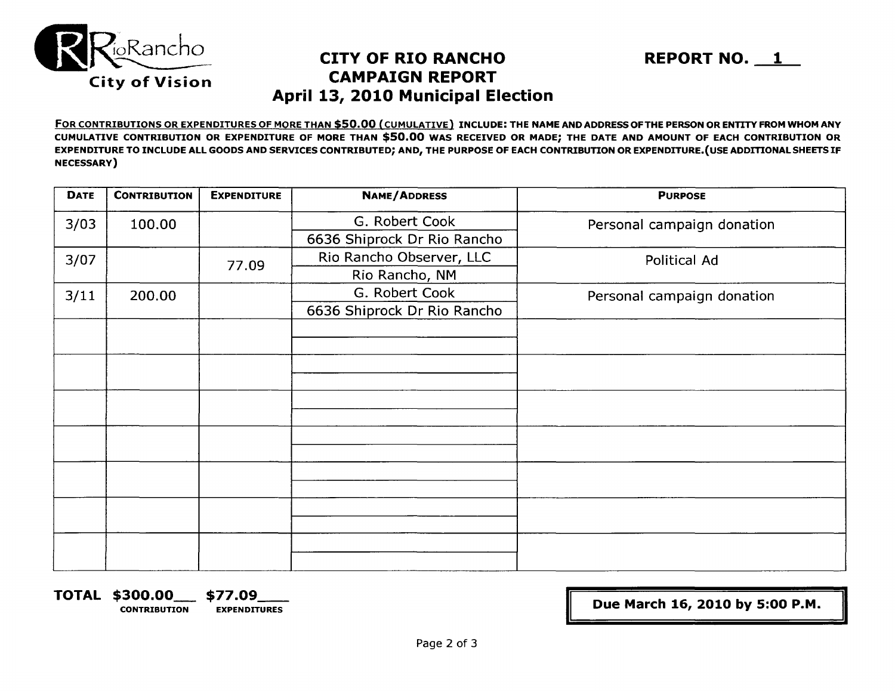RioRancho City of Vision

# CITY OF RIO RANCHO CAMPAIGN REPORT April 13, 2010 Municipal Election

**REPORT NO. 1**

**FOR CONTRIBUTIONS OR EXPENDITURES OF MORE THAN $50.00 (CUMULATIVE) INCLUDE: THE NAME AND ADDRESS OF THE PERSON OR ENTITY FROM WHOM ANY CUMULATIVE CONTRIBUTION OR EXPENDITURE OF MORE THAN $50.00 WAS RECEIVED OR MADE; THE DATE AND AMOUNT OF EACH CONTRIBUTION OR EXPENDITURE TO INCLUDE ALL GOODS AND SERVICES CONTRIBUTED; AND, THE PURPOSE OF EACH CONTRIBUTION OR EXPENDITURE.(USE ADDITIONAL SHEETS IF NECESSARY)**

| DATE | CONTRIBUTION | EXPENDITURE | NAME/ADDRESS | PURPOSE |
|---|---|---|---|---|
| 3/03 | 100.00 | | G. Robert Cook<br>6636 Shiprock Dr Rio Rancho | Personal campaign donation |
| 3/07 | | 77.09 | Rio Rancho Observer, LLC<br>Rio Rancho, NM | Political Ad |
| 3/11 | 200.00 | | G. Robert Cook<br>6636 Shiprock Dr Rio Rancho | Personal campaign donation |
| | | | | |
| | | | | |
| | | | | |
| | | | | |
| | | | | |
| | | | | |
| | | | | |

**TOTAL $300.00** (CONTRIBUTION) **$77.09** (EXPENDITURES)

**Due March 16, 2010 by 5:00 P.M.**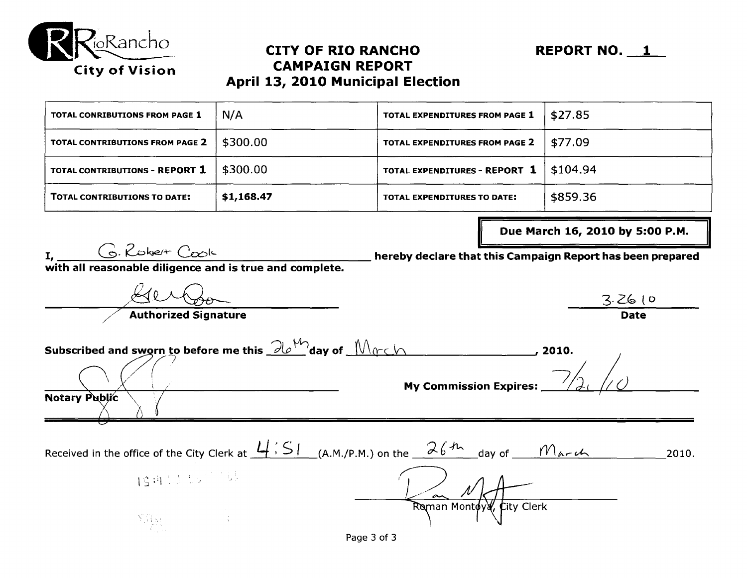RioRancho
City of Vision

# CITY OF RIO RANCHO CAMPAIGN REPORT
## April 13, 2010 Municipal Election

**REPORT NO. 1**

| TOTAL CONRIBUTIONS FROM PAGE 1 | N/A | TOTAL EXPENDITURES FROM PAGE 1 | $27.85 |
|---|---|---|---|
| TOTAL CONTRIBUTIONS FROM PAGE 2 | $300.00 | TOTAL EXPENDITURES FROM PAGE 2 | $77.09 |
| TOTAL CONTRIBUTIONS - REPORT 1 | $300.00 | TOTAL EXPENDITURES - REPORT 1 | $104.94 |
| TOTAL CONTRIBUTIONS TO DATE: | **$1,168.47** | TOTAL EXPENDITURES TO DATE: | $859.36 |

**Due March 16, 2010 by 5:00 P.M.**

**I,** G. Robert Cook **hereby declare that this Campaign Report has been prepared with all reasonable diligence and is true and complete.**

[Signature]
**Authorized Signature**

3.26.10
**Date**

**Subscribed and sworn to before me this** 26th **day of** March **, 2010.**

[Signature]
**Notary Public**

**My Commission Expires:** 7/21/10

Received in the office of the City Clerk at 4:51 (A.M./P.M.) on the 26th day of March 2010.

[Signature]
Roman Montoya, City Clerk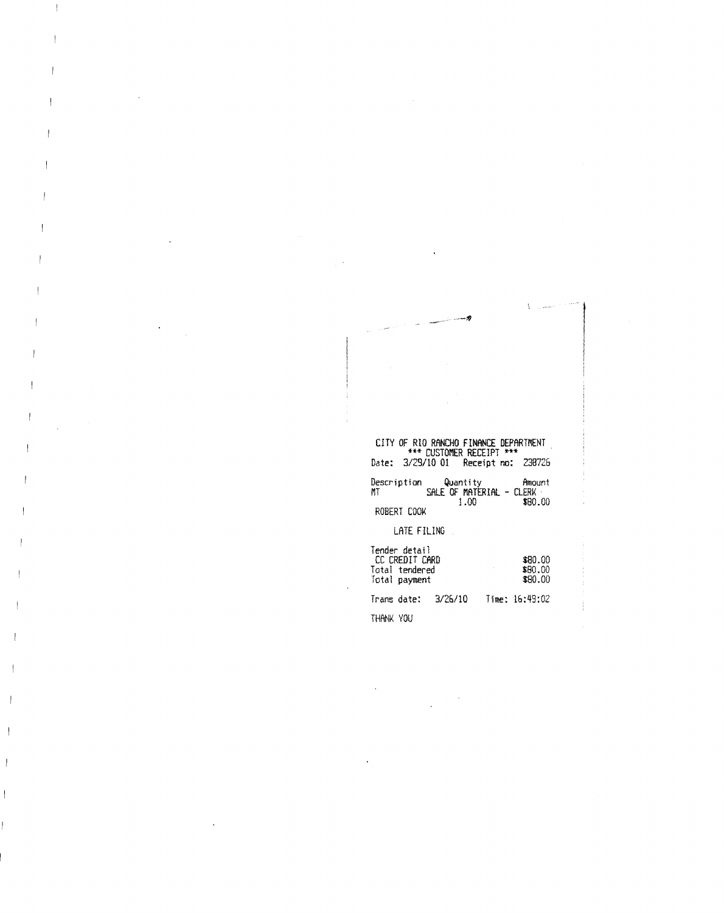CITY OF RIO RANCHO FINANCE DEPARTMENT
*** CUSTOMER RECEIPT ***
Date: 3/29/10 01   Receipt no: 238726

Description   Quantity   Amount
MT   SALE OF MATERIAL - CLERK
1.00   $80.00
ROBERT COOK

LATE FILING

Tender detail
CC CREDIT CARD   $80.00
Total tendered   $80.00
Total payment   $80.00

Trans date: 3/26/10   Time: 16:49:02

THANK YOU